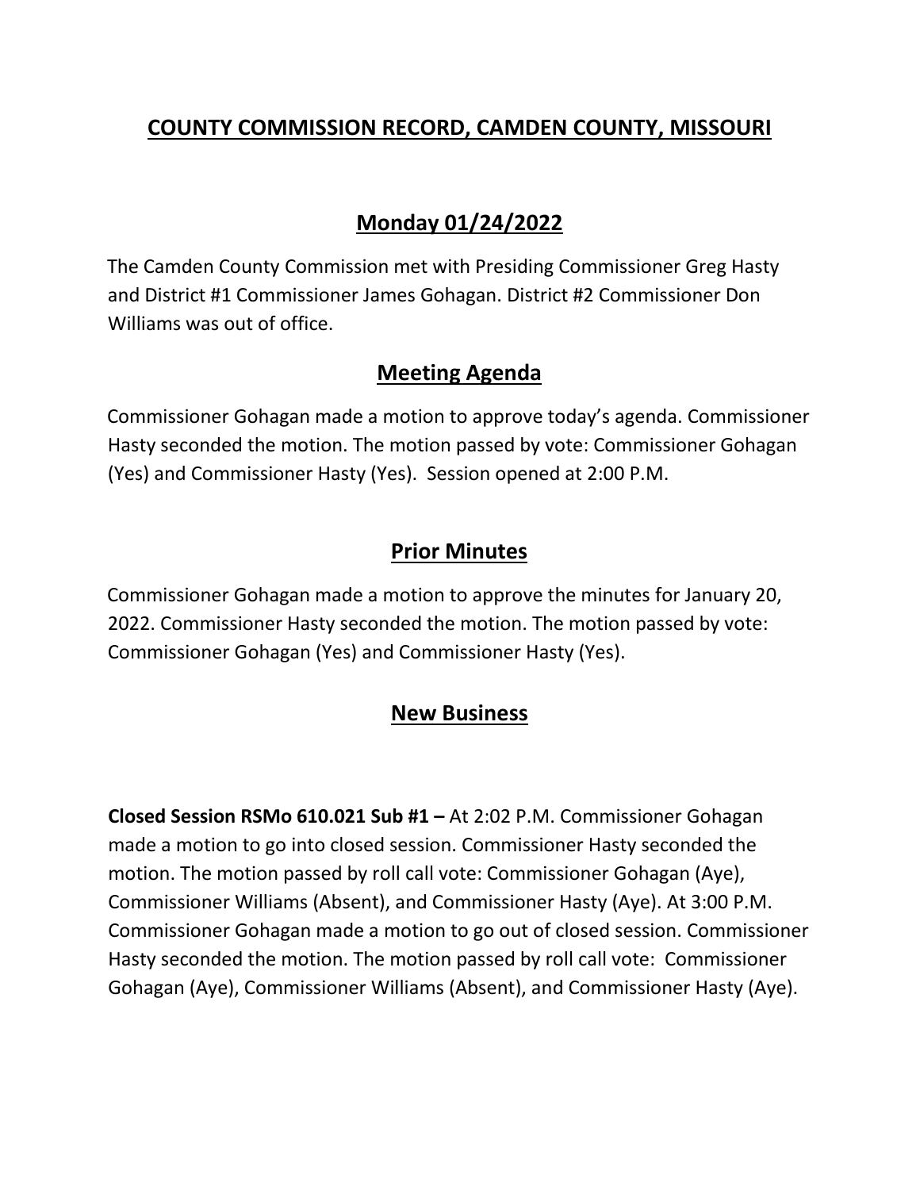# COUNTY COMMISSION RECORD, CAMDEN COUNTY, MISSOURI

## Monday 01/24/2022

The Camden County Commission met with Presiding Commissioner Greg Hasty and District #1 Commissioner James Gohagan. District #2 Commissioner Don Williams was out of office.

## Meeting Agenda

Commissioner Gohagan made a motion to approve today's agenda. Commissioner Hasty seconded the motion. The motion passed by vote: Commissioner Gohagan (Yes) and Commissioner Hasty (Yes). Session opened at 2:00 P.M.

## Prior Minutes

Commissioner Gohagan made a motion to approve the minutes for January 20, 2022. Commissioner Hasty seconded the motion. The motion passed by vote: Commissioner Gohagan (Yes) and Commissioner Hasty (Yes).

## New Business

**Closed Session RSMo 610.021 Sub #1 –** At 2:02 P.M. Commissioner Gohagan made a motion to go into closed session. Commissioner Hasty seconded the motion. The motion passed by roll call vote: Commissioner Gohagan (Aye), Commissioner Williams (Absent), and Commissioner Hasty (Aye). At 3:00 P.M. Commissioner Gohagan made a motion to go out of closed session. Commissioner Hasty seconded the motion. The motion passed by roll call vote: Commissioner Gohagan (Aye), Commissioner Williams (Absent), and Commissioner Hasty (Aye).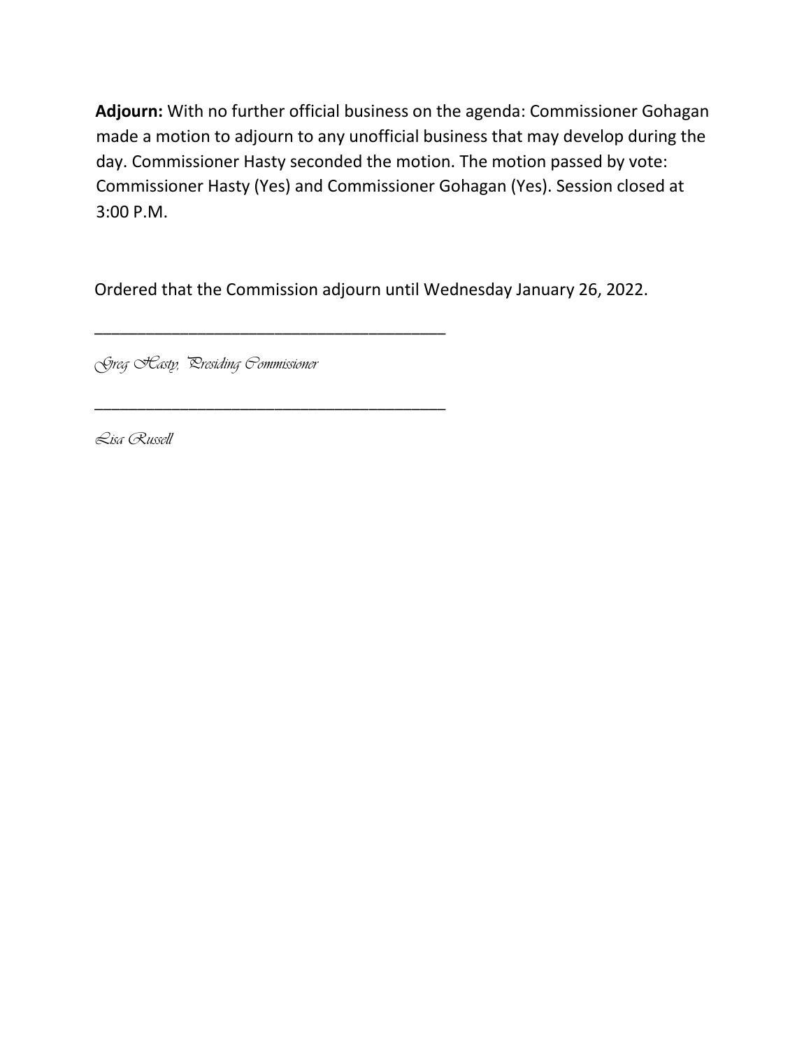**Adjourn:** With no further official business on the agenda: Commissioner Gohagan made a motion to adjourn to any unofficial business that may develop during the day. Commissioner Hasty seconded the motion. The motion passed by vote: Commissioner Hasty (Yes) and Commissioner Gohagan (Yes). Session closed at 3:00 P.M.

Ordered that the Commission adjourn until Wednesday January 26, 2022.

\_\_\_\_\_\_\_\_\_\_\_\_\_\_\_\_\_\_\_\_\_\_\_\_\_\_\_\_\_\_\_\_\_\_\_\_\_\_\_\_

*Greg Hasty, Presiding Commissioner*

\_\_\_\_\_\_\_\_\_\_\_\_\_\_\_\_\_\_\_\_\_\_\_\_\_\_\_\_\_\_\_\_\_\_\_\_\_\_\_\_

*Lisa Russell*